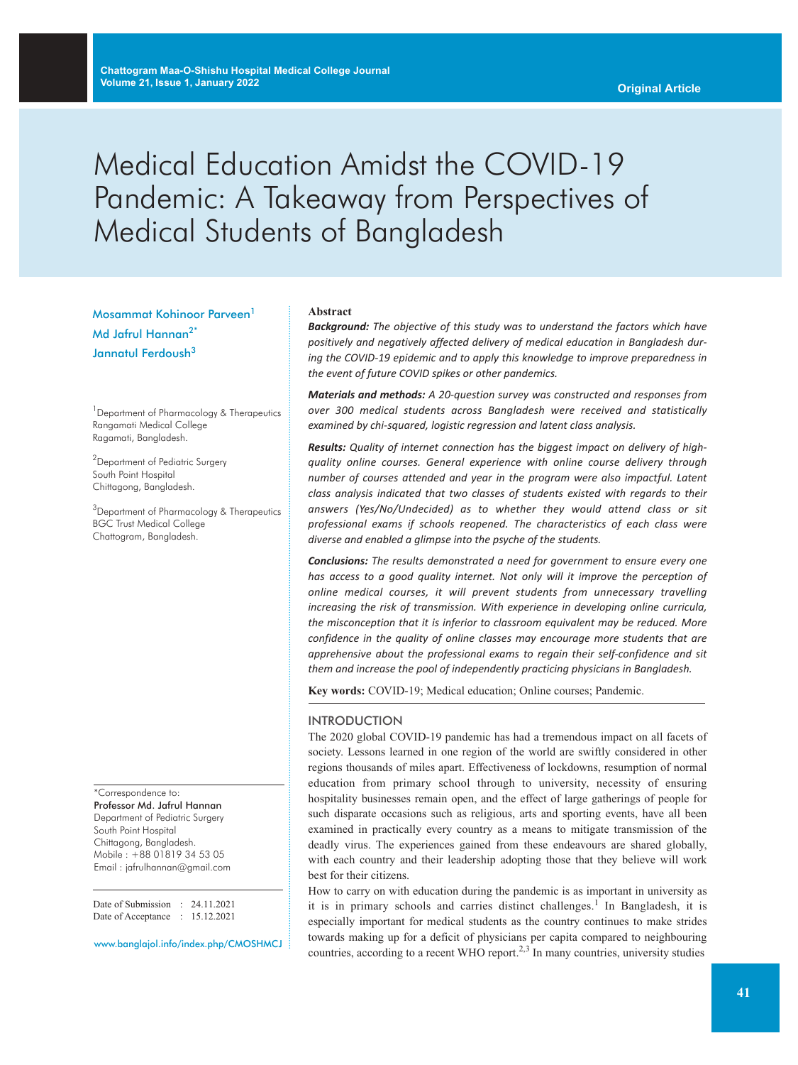Original Article

# Medical Education Amidst the COVID-19 Pandemic: A Takeaway from Perspectives of Medical Students of Bangladesh

Mosammat Kohinoor Parveen[1]
Md Jafrul Hannan[2*]
Jannatul Ferdoush[3]

[1]Department of Pharmacology & Therapeutics
Rangamati Medical College
Ragamati, Bangladesh.

[2]Department of Pediatric Surgery
South Point Hospital
Chittagong, Bangladesh.

[3]Department of Pharmacology & Therapeutics
BGC Trust Medical College
Chattogram, Bangladesh.

*Correspondence to:
**Professor Md. Jafrul Hannan**
Department of Pediatric Surgery
South Point Hospital
Chattogram, Bangladesh.
Mobile : +88 01819 34 53 05
Email : jafrulhannan@gmail.com

Date of Submission : 24.11.2021
Date of Acceptance : 15.12.2021

www.banglajol.info/index.php/CMOSHMCJ

**Abstract**

***Background:*** *The objective of this study was to understand the factors which have positively and negatively affected delivery of medical education in Bangladesh during the COVID-19 epidemic and to apply this knowledge to improve preparedness in the event of future COVID spikes or other pandemics.*

***Materials and methods:*** *A 20-question survey was constructed and responses from over 300 medical students across Bangladesh were received and statistically examined by chi-squared, logistic regression and latent class analysis.*

***Results:*** *Quality of internet connection has the biggest impact on delivery of high-quality online courses. General experience with online course delivery through number of courses attended and year in the program were also impactful. Latent class analysis indicated that two classes of students existed with regards to their answers (Yes/No/Undecided) as to whether they would attend class or sit professional exams if schools reopened. The characteristics of each class were diverse and enabled a glimpse into the psyche of the students.*

***Conclusions:*** *The results demonstrated a need for government to ensure every one has access to a good quality internet. Not only will it improve the perception of online medical courses, it will prevent students from unnecessary travelling increasing the risk of transmission. With experience in developing online curricula, the misconception that it is inferior to classroom equivalent may be reduced. More confidence in the quality of online classes may encourage more students that are apprehensive about the professional exams to regain their self-confidence and sit them and increase the pool of independently practicing physicians in Bangladesh.*

**Key words:** COVID-19; Medical education; Online courses; Pandemic.

## INTRODUCTION

The 2020 global COVID-19 pandemic has had a tremendous impact on all facets of society. Lessons learned in one region of the world are swiftly considered in other regions thousands of miles apart. Effectiveness of lockdowns, resumption of normal education from primary school through to university, necessity of ensuring hospitality businesses remain open, and the effect of large gatherings of people for such disparate occasions such as religious, arts and sporting events, have all been examined in practically every country as a means to mitigate transmission of the deadly virus. The experiences gained from these endeavours are shared globally, with each country and their leadership adopting those that they believe will work best for their citizens.

How to carry on with education during the pandemic is as important in university as it is in primary schools and carries distinct challenges.[1] In Bangladesh, it is especially important for medical students as the country continues to make strides towards making up for a deficit of physicians per capita compared to neighbouring countries, according to a recent WHO report.[2,3] In many countries, university studies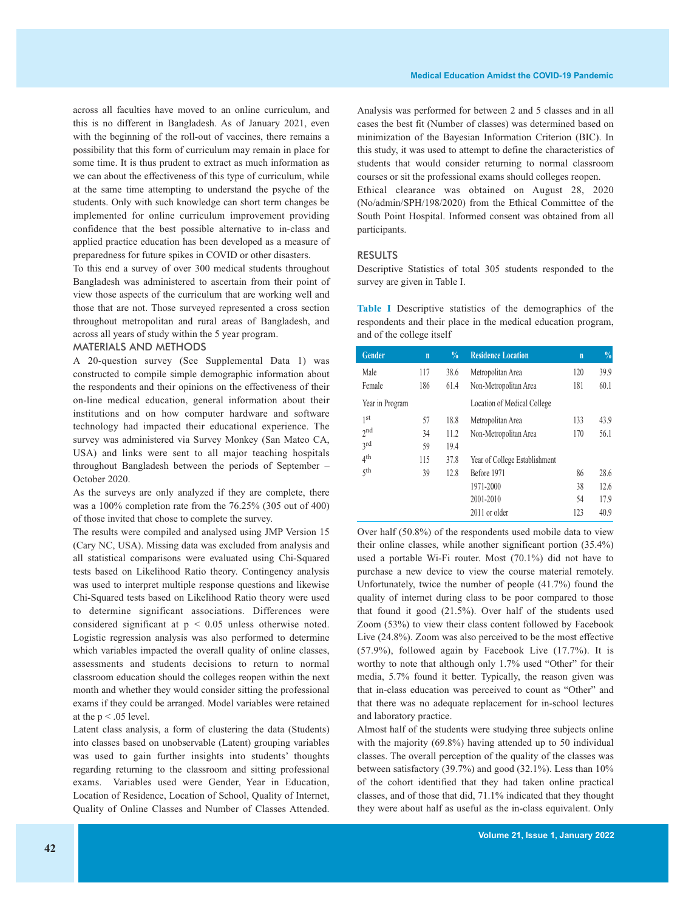across all faculties have moved to an online curriculum, and this is no different in Bangladesh. As of January 2021, even with the beginning of the roll-out of vaccines, there remains a possibility that this form of curriculum may remain in place for some time. It is thus prudent to extract as much information as we can about the effectiveness of this type of curriculum, while at the same time attempting to understand the psyche of the students. Only with such knowledge can short term changes be implemented for online curriculum improvement providing confidence that the best possible alternative to in-class and applied practice education has been developed as a measure of preparedness for future spikes in COVID or other disasters.

To this end a survey of over 300 medical students throughout Bangladesh was administered to ascertain from their point of view those aspects of the curriculum that are working well and those that are not. Those surveyed represented a cross section throughout metropolitan and rural areas of Bangladesh, and across all years of study within the 5 year program.

## MATERIALS AND METHODS

A 20-question survey (See Supplemental Data 1) was constructed to compile simple demographic information about the respondents and their opinions on the effectiveness of their on-line medical education, general information about their institutions and on how computer hardware and software technology had impacted their educational experience. The survey was administered via Survey Monkey (San Mateo CA, USA) and links were sent to all major teaching hospitals throughout Bangladesh between the periods of September – October 2020.

As the surveys are only analyzed if they are complete, there was a 100% completion rate from the 76.25% (305 out of 400) of those invited that chose to complete the survey.

The results were compiled and analysed using JMP Version 15 (Cary NC, USA). Missing data was excluded from analysis and all statistical comparisons were evaluated using Chi-Squared tests based on Likelihood Ratio theory. Contingency analysis was used to interpret multiple response questions and likewise Chi-Squared tests based on Likelihood Ratio theory were used to determine significant associations. Differences were considered significant at $p < 0.05$ unless otherwise noted. Logistic regression analysis was also performed to determine which variables impacted the overall quality of online classes, assessments and students decisions to return to normal classroom education should the colleges reopen within the next month and whether they would consider sitting the professional exams if they could be arranged. Model variables were retained at the $p < .05$ level.

Latent class analysis, a form of clustering the data (Students) into classes based on unobservable (Latent) grouping variables was used to gain further insights into students' thoughts regarding returning to the classroom and sitting professional exams. Variables used were Gender, Year in Education, Location of Residence, Location of School, Quality of Internet, Quality of Online Classes and Number of Classes Attended. Analysis was performed for between 2 and 5 classes and in all cases the best fit (Number of classes) was determined based on minimization of the Bayesian Information Criterion (BIC). In this study, it was used to attempt to define the characteristics of students that would consider returning to normal classroom courses or sit the professional exams should colleges reopen.

Ethical clearance was obtained on August 28, 2020 (No/admin/SPH/198/2020) from the Ethical Committee of the South Point Hospital. Informed consent was obtained from all participants.

## RESULTS

Descriptive Statistics of total 305 students responded to the survey are given in Table I.

**Table I** Descriptive statistics of the demographics of the respondents and their place in the medical education program, and of the college itself

| Gender | n | % | Residence Location | n | % |
|---|---|---|---|---|---|
| Male | 117 | 38.6 | Metropolitan Area | 120 | 39.9 |
| Female | 186 | 61.4 | Non-Metropolitan Area | 181 | 60.1 |
| Year in Program | | | Location of Medical College | | |
| 1st | 57 | 18.8 | Metropolitan Area | 133 | 43.9 |
| 2nd | 34 | 11.2 | Non-Metropolitan Area | 170 | 56.1 |
| 3rd | 59 | 19.4 | | | |
| 4th | 115 | 37.8 | Year of College Establishment | | |
| 5th | 39 | 12.8 | Before 1971 | 86 | 28.6 |
| | | | 1971-2000 | 38 | 12.6 |
| | | | 2001-2010 | 54 | 17.9 |
| | | | 2011 or older | 123 | 40.9 |

Over half (50.8%) of the respondents used mobile data to view their online classes, while another significant portion (35.4%) used a portable Wi-Fi router. Most (70.1%) did not have to purchase a new device to view the course material remotely. Unfortunately, twice the number of people (41.7%) found the quality of internet during class to be poor compared to those that found it good (21.5%). Over half of the students used Zoom (53%) to view their class content followed by Facebook Live (24.8%). Zoom was also perceived to be the most effective (57.9%), followed again by Facebook Live (17.7%). It is worthy to note that although only 1.7% used "Other" for their media, 5.7% found it better. Typically, the reason given was that in-class education was perceived to count as "Other" and that there was no adequate replacement for in-school lectures and laboratory practice.

Almost half of the students were studying three subjects online with the majority (69.8%) having attended up to 50 individual classes. The overall perception of the quality of the classes was between satisfactory (39.7%) and good (32.1%). Less than 10% of the cohort identified that they had taken online practical classes, and of those that did, 71.1% indicated that they thought they were about half as useful as the in-class equivalent. Only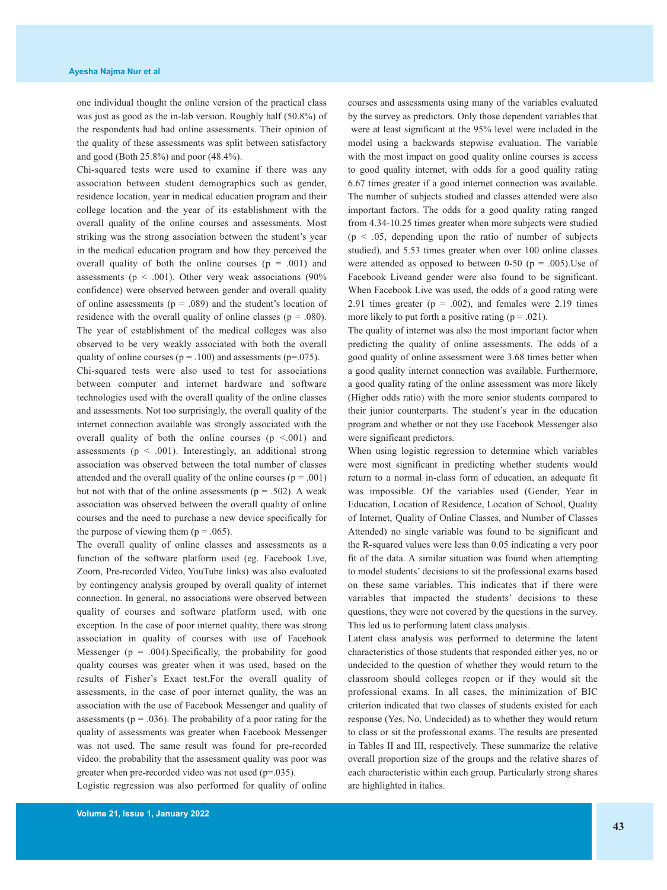one individual thought the online version of the practical class was just as good as the in-lab version. Roughly half (50.8%) of the respondents had had online assessments. Their opinion of the quality of these assessments was split between satisfactory and good (Both 25.8%) and poor (48.4%).

Chi-squared tests were used to examine if there was any association between student demographics such as gender, residence location, year in medical education program and their college location and the year of its establishment with the overall quality of the online courses and assessments. Most striking was the strong association between the student's year in the medical education program and how they perceived the overall quality of both the online courses ($p = .001$) and assessments ($p < .001$). Other very weak associations (90% confidence) were observed between gender and overall quality of online assessments ($p = .089$) and the student's location of residence with the overall quality of online classes ($p = .080$). The year of establishment of the medical colleges was also observed to be very weakly associated with both the overall quality of online courses ($p = .100$) and assessments ($p=.075$).

Chi-squared tests were also used to test for associations between computer and internet hardware and software technologies used with the overall quality of the online classes and assessments. Not too surprisingly, the overall quality of the internet connection available was strongly associated with the overall quality of both the online courses ($p < .001$) and assessments ($p < .001$). Interestingly, an additional strong association was observed between the total number of classes attended and the overall quality of the online courses ($p = .001$) but not with that of the online assessments ($p = .502$). A weak association was observed between the overall quality of online courses and the need to purchase a new device specifically for the purpose of viewing them ($p = .065$).

The overall quality of online classes and assessments as a function of the software platform used (eg. Facebook Live, Zoom, Pre-recorded Video, YouTube links) was also evaluated by contingency analysis grouped by overall quality of internet connection. In general, no associations were observed between quality of courses and software platform used, with one exception. In the case of poor internet quality, there was strong association in quality of courses with use of Facebook Messenger ($p = .004$).Specifically, the probability for good quality courses was greater when it was used, based on the results of Fisher's Exact test.For the overall quality of assessments, in the case of poor internet quality, the was an association with the use of Facebook Messenger and quality of assessments ($p = .036$). The probability of a poor rating for the quality of assessments was greater when Facebook Messenger was not used. The same result was found for pre-recorded video: the probability that the assessment quality was poor was greater when pre-recorded video was not used ($p=.035$).

Logistic regression was also performed for quality of online courses and assessments using many of the variables evaluated by the survey as predictors. Only those dependent variables that were at least significant at the 95% level were included in the model using a backwards stepwise evaluation. The variable with the most impact on good quality online courses is access to good quality internet, with odds for a good quality rating 6.67 times greater if a good internet connection was available. The number of subjects studied and classes attended were also important factors. The odds for a good quality rating ranged from 4.34-10.25 times greater when more subjects were studied ($p < .05$, depending upon the ratio of number of subjects studied), and 5.53 times greater when over 100 online classes were attended as opposed to between 0-50 ($p = .005$).Use of Facebook Liveand gender were also found to be significant. When Facebook Live was used, the odds of a good rating were 2.91 times greater ($p = .002$), and females were 2.19 times more likely to put forth a positive rating ($p = .021$).

The quality of internet was also the most important factor when predicting the quality of online assessments. The odds of a good quality of online assessment were 3.68 times better when a good quality internet connection was available. Furthermore, a good quality rating of the online assessment was more likely (Higher odds ratio) with the more senior students compared to their junior counterparts. The student's year in the education program and whether or not they use Facebook Messenger also were significant predictors.

When using logistic regression to determine which variables were most significant in predicting whether students would return to a normal in-class form of education, an adequate fit was impossible. Of the variables used (Gender, Year in Education, Location of Residence, Location of School, Quality of Internet, Quality of Online Classes, and Number of Classes Attended) no single variable was found to be significant and the R-squared values were less than 0.05 indicating a very poor fit of the data. A similar situation was found when attempting to model students' decisions to sit the professional exams based on these same variables. This indicates that if there were variables that impacted the students' decisions to these questions, they were not covered by the questions in the survey. This led us to performing latent class analysis.

Latent class analysis was performed to determine the latent characteristics of those students that responded either yes, no or undecided to the question of whether they would return to the classroom should colleges reopen or if they would sit the professional exams. In all cases, the minimization of BIC criterion indicated that two classes of students existed for each response (Yes, No, Undecided) as to whether they would return to class or sit the professional exams. The results are presented in Tables II and III, respectively. These summarize the relative overall proportion size of the groups and the relative shares of each characteristic within each group. Particularly strong shares are highlighted in italics.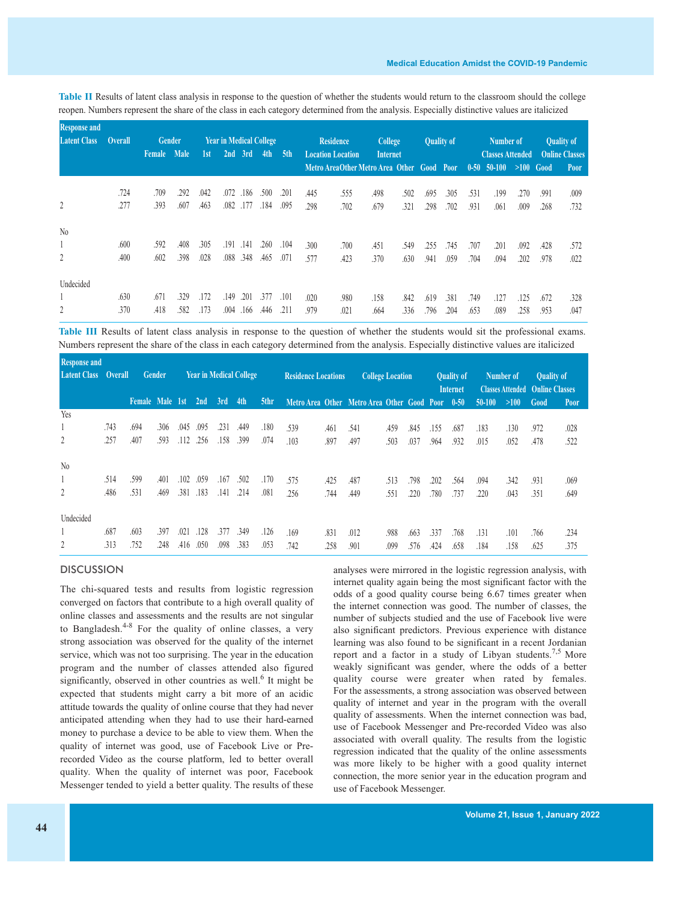**Table II** Results of latent class analysis in response to the question of whether the students would return to the classroom should the college reopen. Numbers represent the share of the class in each category determined from the analysis. Especially distinctive values are italicized

| Response and Latent Class | Overall | Gender | | Year in Medical College | | | | | Residence Location | | College Internet | | Quality of | | Number of Classes Attended | | | Quality of Online Classes | |
|---|---|---|---|---|---|---|---|---|---|---|---|---|---|---|---|---|---|---|---|
| | | Female | Male | 1st | 2nd | 3rd | 4th | 5th | Metro Area | Other | Metro Area | Other | Good | Poor | 0-50 | 50-100 | >100 | Good | Poor |
| | .724 | .709 | .292 | .042 | .072 | .186 | .500 | .201 | .445 | .555 | .498 | .502 | .695 | .305 | .531 | .199 | .270 | .991 | .009 |
| 2 | .277 | .393 | .607 | .463 | .082 | .177 | .184 | .095 | .298 | .702 | .679 | .321 | .298 | .702 | .931 | .061 | .009 | .268 | .732 |
| No | | | | | | | | | | | | | | | | | | | |
| 1 | .600 | .592 | .408 | .305 | .191 | .141 | .260 | .104 | .300 | .700 | .451 | .549 | .255 | .745 | .707 | .201 | .092 | .428 | .572 |
| 2 | .400 | .602 | .398 | .028 | .088 | .348 | .465 | .071 | .577 | .423 | .370 | .630 | .941 | .059 | .704 | .094 | .202 | .978 | .022 |
| Undecided | | | | | | | | | | | | | | | | | | | |
| 1 | .630 | .671 | .329 | .172 | .149 | .201 | .377 | .101 | .020 | .980 | .158 | .842 | .619 | .381 | .749 | .127 | .125 | .672 | .328 |
| 2 | .370 | .418 | .582 | .173 | .004 | .166 | .446 | .211 | .979 | .021 | .664 | .336 | .796 | .204 | .653 | .089 | .258 | .953 | .047 |

**Table III** Results of latent class analysis in response to the question of whether the students would sit the professional exams. Numbers represent the share of the class in each category determined from the analysis. Especially distinctive values are italicized

| Response and Latent Class | Overall | Gender | | Year in Medical College | | | | | Residence Locations | | College Location | | Quality of Internet | | Number of Classes Attended | | | Quality of Online Classes | |
|---|---|---|---|---|---|---|---|---|---|---|---|---|---|---|---|---|---|---|---|
| | | Female | Male | 1st | 2nd | 3rd | 4th | 5thr | Metro Area | Other | Metro Area | Other | Good | Poor | 0-50 | 50-100 | >100 | Good | Poor |
| Yes | | | | | | | | | | | | | | | | | | | |
| 1 | .743 | .694 | .306 | .045 | .095 | .231 | .449 | .180 | .539 | .461 | .541 | .459 | .845 | .155 | .687 | .183 | .130 | .972 | .028 |
| 2 | .257 | .407 | .593 | .112 | .256 | .158 | .399 | .074 | .103 | .897 | .497 | .503 | .037 | .964 | .932 | .015 | .052 | .478 | .522 |
| No | | | | | | | | | | | | | | | | | | | |
| 1 | .514 | .599 | .401 | .102 | .059 | .167 | .502 | .170 | .575 | .425 | .487 | .513 | .798 | .202 | .564 | .094 | .342 | .931 | .069 |
| 2 | .486 | .531 | .469 | .381 | .183 | .141 | .214 | .081 | .256 | .744 | .449 | .551 | .220 | .780 | .737 | .220 | .043 | .351 | .649 |
| Undecided | | | | | | | | | | | | | | | | | | | |
| 1 | .687 | .603 | .397 | .021 | .128 | .377 | .349 | .126 | .169 | .831 | .012 | .988 | .663 | .337 | .768 | .131 | .101 | .766 | .234 |
| 2 | .313 | .752 | .248 | .416 | .050 | .098 | .383 | .053 | .742 | .258 | .901 | .099 | .576 | .424 | .658 | .184 | .158 | .625 | .375 |

## DISCUSSION

The chi-squared tests and results from logistic regression converged on factors that contribute to a high overall quality of online classes and assessments and the results are not singular to Bangladesh.[4-8] For the quality of online classes, a very strong association was observed for the quality of the internet service, which was not too surprising. The year in the education program and the number of classes attended also figured significantly, observed in other countries as well.[6] It might be expected that students might carry a bit more of an acidic attitude towards the quality of online course that they had never anticipated attending when they had to use their hard-earned money to purchase a device to be able to view them. When the quality of internet was good, use of Facebook Live or Pre-recorded Video as the course platform, led to better overall quality. When the quality of internet was poor, Facebook Messenger tended to yield a better quality. The results of these analyses were mirrored in the logistic regression analysis, with internet quality again being the most significant factor with the odds of a good quality course being 6.67 times greater when the internet connection was good. The number of classes, the number of subjects studied and the use of Facebook live were also significant predictors. Previous experience with distance learning was also found to be significant in a recent Jordanian report and a factor in a study of Libyan students.[7,5] More weakly significant was gender, where the odds of a better quality course were greater when rated by females. For the assessments, a strong association was observed between quality of internet and year in the program with the overall quality of assessments. When the internet connection was bad, use of Facebook Messenger and Pre-recorded Video was also associated with overall quality. The results from the logistic regression indicated that the quality of the online assessments was more likely to be higher with a good quality internet connection, the more senior year in the education program and use of Facebook Messenger.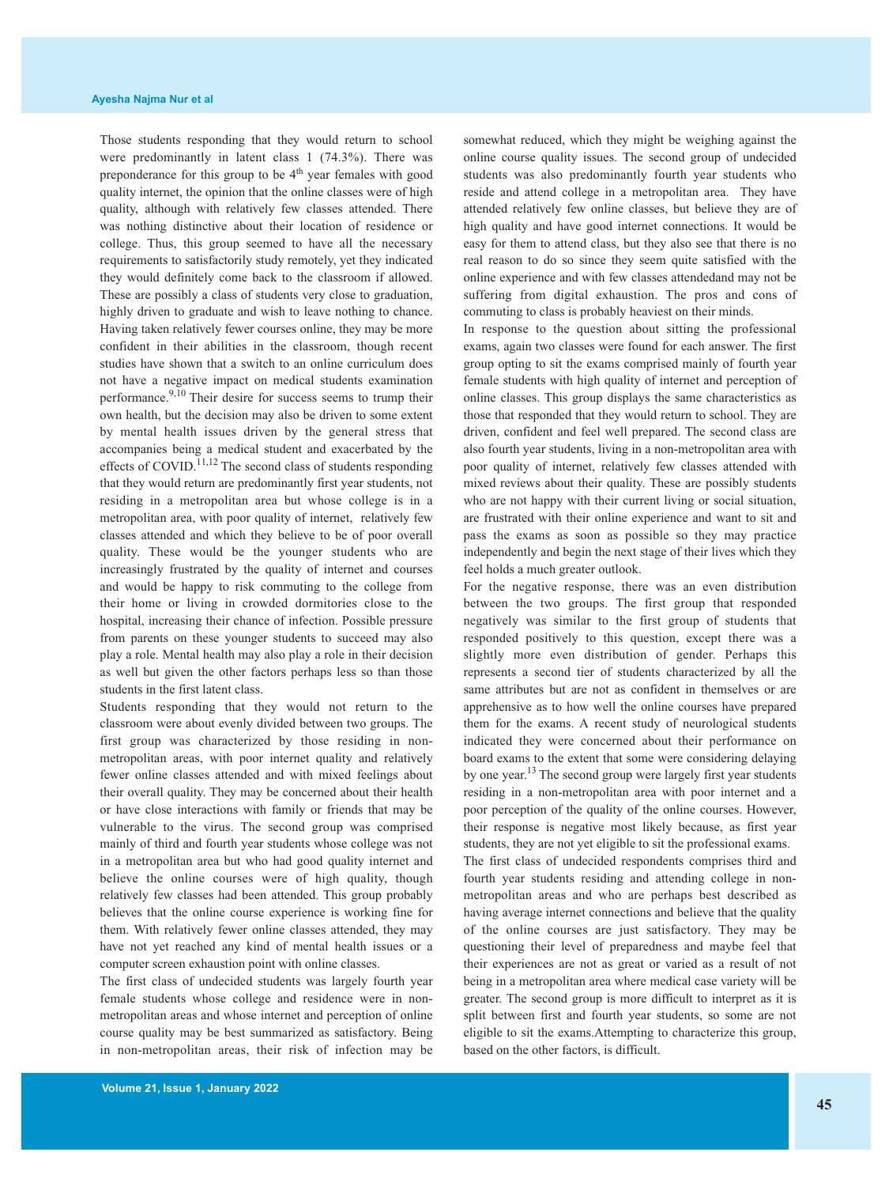Those students responding that they would return to school were predominantly in latent class 1 (74.3%). There was preponderance for this group to be 4th year females with good quality internet, the opinion that the online classes were of high quality, although with relatively few classes attended. There was nothing distinctive about their location of residence or college. Thus, this group seemed to have all the necessary requirements to satisfactorily study remotely, yet they indicated they would definitely come back to the classroom if allowed. These are possibly a class of students very close to graduation, highly driven to graduate and wish to leave nothing to chance. Having taken relatively fewer courses online, they may be more confident in their abilities in the classroom, though recent studies have shown that a switch to an online curriculum does not have a negative impact on medical students examination performance.[9,10] Their desire for success seems to trump their own health, but the decision may also be driven to some extent by mental health issues driven by the general stress that accompanies being a medical student and exacerbated by the effects of COVID.[11,12] The second class of students responding that they would return are predominantly first year students, not residing in a metropolitan area but whose college is in a metropolitan area, with poor quality of internet, relatively few classes attended and which they believe to be of poor overall quality. These would be the younger students who are increasingly frustrated by the quality of internet and courses and would be happy to risk commuting to the college from their home or living in crowded dormitories close to the hospital, increasing their chance of infection. Possible pressure from parents on these younger students to succeed may also play a role. Mental health may also play a role in their decision as well but given the other factors perhaps less so than those students in the first latent class.

Students responding that they would not return to the classroom were about evenly divided between two groups. The first group was characterized by those residing in non-metropolitan areas, with poor internet quality and relatively fewer online classes attended and with mixed feelings about their overall quality. They may be concerned about their health or have close interactions with family or friends that may be vulnerable to the virus. The second group was comprised mainly of third and fourth year students whose college was not in a metropolitan area but who had good quality internet and believe the online courses were of high quality, though relatively few classes had been attended. This group probably believes that the online course experience is working fine for them. With relatively fewer online classes attended, they may have not yet reached any kind of mental health issues or a computer screen exhaustion point with online classes.

The first class of undecided students was largely fourth year female students whose college and residence were in non-metropolitan areas and whose internet and perception of online course quality may be best summarized as satisfactory. Being in non-metropolitan areas, their risk of infection may be somewhat reduced, which they might be weighing against the online course quality issues. The second group of undecided students was also predominantly fourth year students who reside and attend college in a metropolitan area. They have attended relatively few online classes, but believe they are of high quality and have good internet connections. It would be easy for them to attend class, but they also see that there is no real reason to do so since they seem quite satisfied with the online experience and with few classes attendedand may not be suffering from digital exhaustion. The pros and cons of commuting to class is probably heaviest on their minds.

In response to the question about sitting the professional exams, again two classes were found for each answer. The first group opting to sit the exams comprised mainly of fourth year female students with high quality of internet and perception of online classes. This group displays the same characteristics as those that responded that they would return to school. They are driven, confident and feel well prepared. The second class are also fourth year students, living in a non-metropolitan area with poor quality of internet, relatively few classes attended with mixed reviews about their quality. These are possibly students who are not happy with their current living or social situation, are frustrated with their online experience and want to sit and pass the exams as soon as possible so they may practice independently and begin the next stage of their lives which they feel holds a much greater outlook.

For the negative response, there was an even distribution between the two groups. The first group that responded negatively was similar to the first group of students that responded positively to this question, except there was a slightly more even distribution of gender. Perhaps this represents a second tier of students characterized by all the same attributes but are not as confident in themselves or are apprehensive as to how well the online courses have prepared them for the exams. A recent study of neurological students indicated they were concerned about their performance on board exams to the extent that some were considering delaying by one year.[13] The second group were largely first year students residing in a non-metropolitan area with poor internet and a poor perception of the quality of the online courses. However, their response is negative most likely because, as first year students, they are not yet eligible to sit the professional exams.

The first class of undecided respondents comprises third and fourth year students residing and attending college in non-metropolitan areas and who are perhaps best described as having average internet connections and believe that the quality of the online courses are just satisfactory. They may be questioning their level of preparedness and maybe feel that their experiences are not as great or varied as a result of not being in a metropolitan area where medical case variety will be greater. The second group is more difficult to interpret as it is split between first and fourth year students, so some are not eligible to sit the exams.Attempting to characterize this group, based on the other factors, is difficult.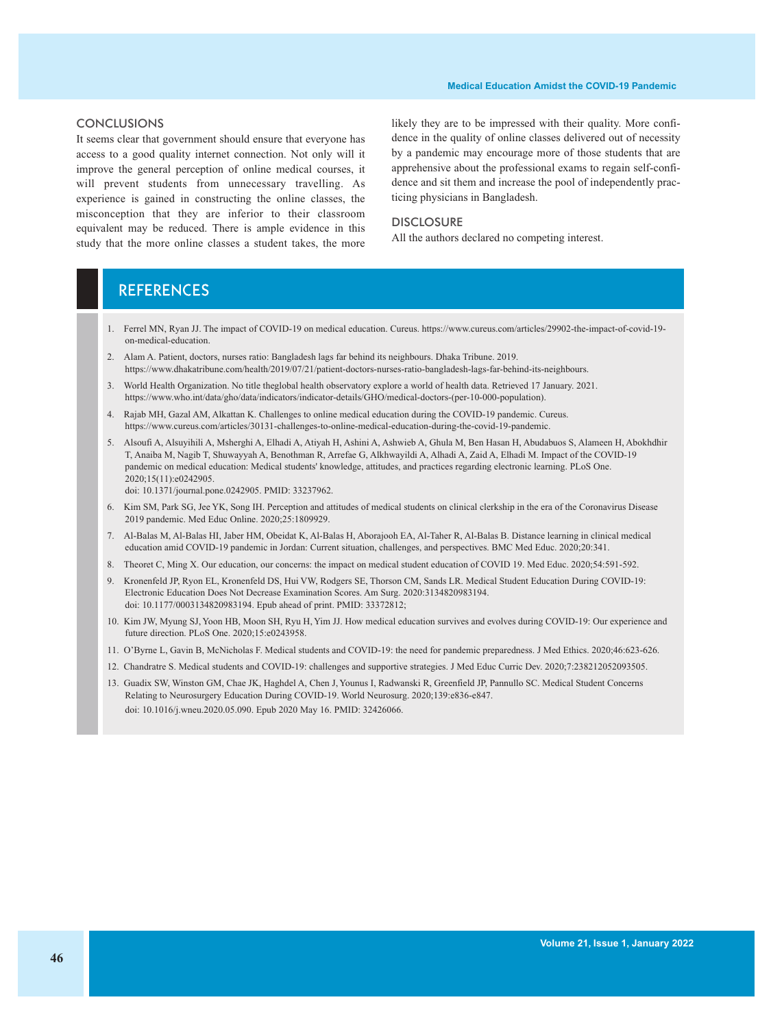## CONCLUSIONS

It seems clear that government should ensure that everyone has access to a good quality internet connection. Not only will it improve the general perception of online medical courses, it will prevent students from unnecessary travelling. As experience is gained in constructing the online classes, the misconception that they are inferior to their classroom equivalent may be reduced. There is ample evidence in this study that the more online classes a student takes, the more likely they are to be impressed with their quality. More confidence in the quality of online classes delivered out of necessity by a pandemic may encourage more of those students that are apprehensive about the professional exams to regain self-confidence and sit them and increase the pool of independently practicing physicians in Bangladesh.

## DISCLOSURE

All the authors declared no competing interest.

## REFERENCES

1. Ferrel MN, Ryan JJ. The impact of COVID-19 on medical education. Cureus. https://www.cureus.com/articles/29902-the-impact-of-covid-19-on-medical-education.
2. Alam A. Patient, doctors, nurses ratio: Bangladesh lags far behind its neighbours. Dhaka Tribune. 2019. https://www.dhakatribune.com/health/2019/07/21/patient-doctors-nurses-ratio-bangladesh-lags-far-behind-its-neighbours.
3. World Health Organization. No title theglobal health observatory explore a world of health data. Retrieved 17 January. 2021. https://www.who.int/data/gho/data/indicators/indicator-details/GHO/medical-doctors-(per-10-000-population).
4. Rajab MH, Gazal AM, Alkattan K. Challenges to online medical education during the COVID-19 pandemic. Cureus. https://www.cureus.com/articles/30131-challenges-to-online-medical-education-during-the-covid-19-pandemic.
5. Alsoufi A, Alsuyihili A, Msherghi A, Elhadi A, Atiyah H, Ashini A, Ashwieb A, Ghula M, Ben Hasan H, Abudabuos S, Alameen H, Abokhdhir T, Anaiba M, Nagib T, Shuwayyah A, Benothman R, Arrefae G, Alkhwayildi A, Alhadi A, Zaid A, Elhadi M. Impact of the COVID-19 pandemic on medical education: Medical students' knowledge, attitudes, and practices regarding electronic learning. PLoS One. 2020;15(11):e0242905. doi: 10.1371/journal.pone.0242905. PMID: 33237962.
6. Kim SM, Park SG, Jee YK, Song IH. Perception and attitudes of medical students on clinical clerkship in the era of the Coronavirus Disease 2019 pandemic. Med Educ Online. 2020;25:1809929.
7. Al-Balas M, Al-Balas HI, Jaber HM, Obeidat K, Al-Balas H, Aborajooh EA, Al-Taher R, Al-Balas B. Distance learning in clinical medical education amid COVID-19 pandemic in Jordan: Current situation, challenges, and perspectives. BMC Med Educ. 2020;20:341.
8. Theoret C, Ming X. Our education, our concerns: the impact on medical student education of COVID 19. Med Educ. 2020;54:591-592.
9. Kronenfeld JP, Ryon EL, Kronenfeld DS, Hui VW, Rodgers SE, Thorson CM, Sands LR. Medical Student Education During COVID-19: Electronic Education Does Not Decrease Examination Scores. Am Surg. 2020:3134820983194. doi: 10.1177/0003134820983194. Epub ahead of print. PMID: 33372812;
10. Kim JW, Myung SJ, Yoon HB, Moon SH, Ryu H, Yim JJ. How medical education survives and evolves during COVID-19: Our experience and future direction. PLoS One. 2020;15:e0243958.
11. O'Byrne L, Gavin B, McNicholas F. Medical students and COVID-19: the need for pandemic preparedness. J Med Ethics. 2020;46:623-626.
12. Chandratre S. Medical students and COVID-19: challenges and supportive strategies. J Med Educ Curric Dev. 2020;7:238212052093505.
13. Guadix SW, Winston GM, Chae JK, Haghdel A, Chen J, Younus I, Radwanski R, Greenfield JP, Pannullo SC. Medical Student Concerns Relating to Neurosurgery Education During COVID-19. World Neurosurg. 2020;139:e836-e847. doi: 10.1016/j.wneu.2020.05.090. Epub 2020 May 16. PMID: 32426066.